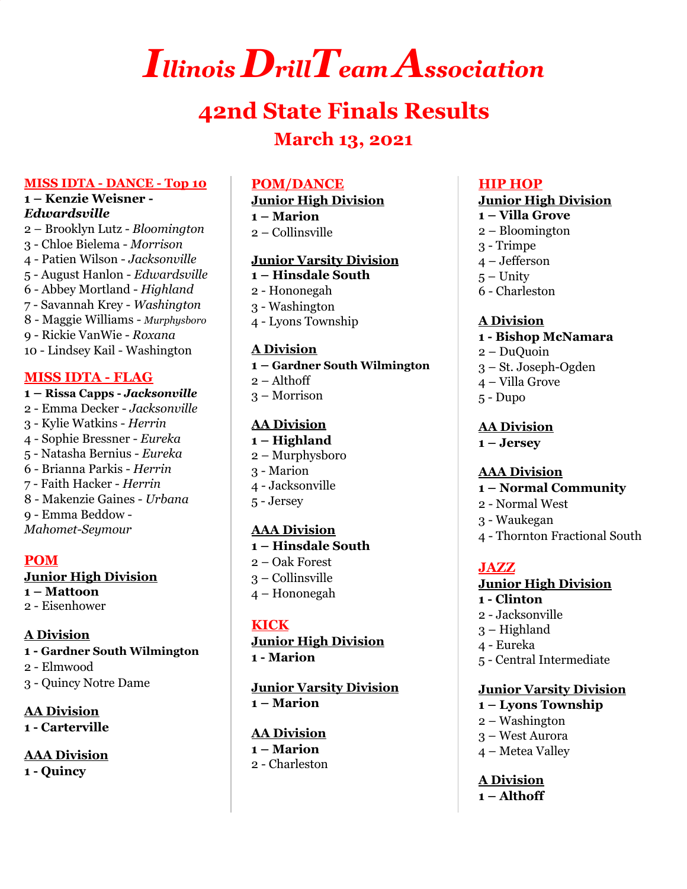# Illinois Drill Team Association

## 42nd State Finals Results

### March 13, 2021

## MISS IDTA - DANCE - Top 10

**1 – Kenzie Weisner - *Edwardsville***
2 – Brooklyn Lutz - *Bloomington*
3 - Chloe Bielema - *Morrison*
4 - Patien Wilson - *Jacksonville*
5 - August Hanlon - *Edwardsville*
6 - Abbey Mortland - *Highland*
7 - Savannah Krey - *Washington*
8 - Maggie Williams - *Murphysboro*
9 - Rickie VanWie - *Roxana*
10 - Lindsey Kail - Washington

## MISS IDTA - FLAG

**1 – Rissa Capps - *Jacksonville***
2 - Emma Decker - *Jacksonville*
3 - Kylie Watkins - *Herrin*
4 - Sophie Bressner - *Eureka*
5 - Natasha Bernius - *Eureka*
6 - Brianna Parkis - *Herrin*
7 - Faith Hacker - *Herrin*
8 - Makenzie Gaines - *Urbana*
9 - Emma Beddow - *Mahomet-Seymour*

## POM

### Junior High Division

**1 – Mattoon**
2 - Eisenhower

### A Division

**1 - Gardner South Wilmington**
2 - Elmwood
3 - Quincy Notre Dame

### AA Division

**1 - Carterville**

### AAA Division

**1 - Quincy**

## POM/DANCE

### Junior High Division

**1 – Marion**
2 – Collinsville

### Junior Varsity Division

**1 – Hinsdale South**
2 - Hononegah
3 - Washington
4 - Lyons Township

### A Division

**1 – Gardner South Wilmington**
2 – Althoff
3 – Morrison

### AA Division

**1 – Highland**
2 – Murphysboro
3 - Marion
4 - Jacksonville
5 - Jersey

### AAA Division

**1 – Hinsdale South**
2 – Oak Forest
3 – Collinsville
4 – Hononegah

## KICK

### Junior High Division

**1 - Marion**

### Junior Varsity Division

**1 – Marion**

### AA Division

**1 – Marion**
2 - Charleston

## HIP HOP

### Junior High Division

**1 – Villa Grove**
2 – Bloomington
3 - Trimpe
4 – Jefferson
5 – Unity
6 - Charleston

### A Division

**1 - Bishop McNamara**
2 – DuQuoin
3 – St. Joseph-Ogden
4 – Villa Grove
5 - Dupo

### AA Division

**1 – Jersey**

### AAA Division

**1 – Normal Community**
2 - Normal West
3 - Waukegan
4 - Thornton Fractional South

## JAZZ

### Junior High Division

**1 - Clinton**
2 - Jacksonville
3 – Highland
4 - Eureka
5 - Central Intermediate

### Junior Varsity Division

**1 – Lyons Township**
2 – Washington
3 – West Aurora
4 – Metea Valley

### A Division

**1 – Althoff**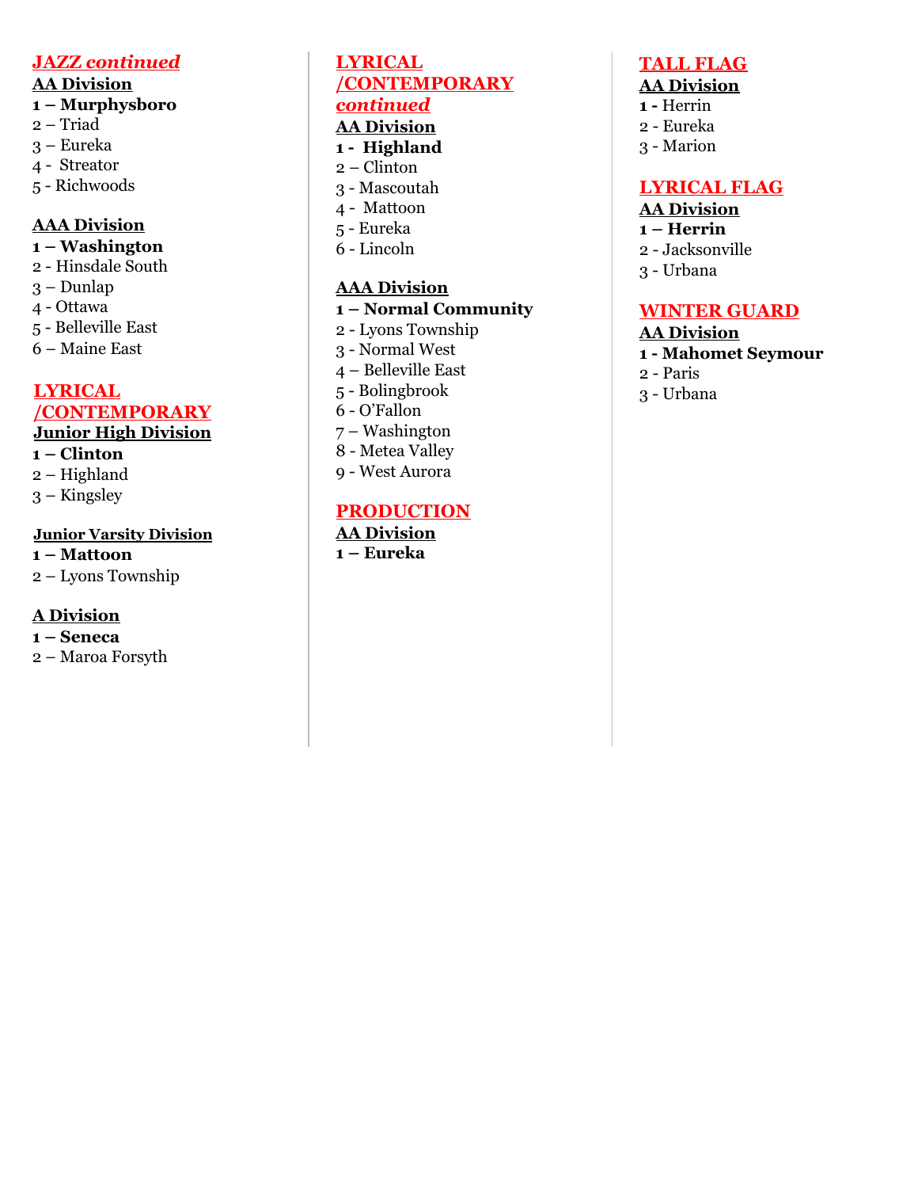## ***JAZZ continued***

### AA Division

**1 – Murphysboro**
2 – Triad
3 – Eureka
4 - Streator
5 - Richwoods

### AAA Division

**1 – Washington**
2 - Hinsdale South
3 – Dunlap
4 - Ottawa
5 - Belleville East
6 – Maine East

## LYRICAL /CONTEMPORARY

### Junior High Division

**1 – Clinton**
2 – Highland
3 – Kingsley

### Junior Varsity Division

**1 – Mattoon**
2 – Lyons Township

### A Division

**1 – Seneca**
2 – Maroa Forsyth

## LYRICAL /CONTEMPORARY *continued*

### AA Division

**1 - Highland**
2 – Clinton
3 - Mascoutah
4 - Mattoon
5 - Eureka
6 - Lincoln

### AAA Division

**1 – Normal Community**
2 - Lyons Township
3 - Normal West
4 – Belleville East
5 - Bolingbrook
6 - O'Fallon
7 – Washington
8 - Metea Valley
9 - West Aurora

## PRODUCTION

### AA Division

**1 – Eureka**

## TALL FLAG

### AA Division

**1 -** Herrin
2 - Eureka
3 - Marion

## LYRICAL FLAG

### AA Division

**1 – Herrin**
2 - Jacksonville
3 - Urbana

## WINTER GUARD

### AA Division

**1 - Mahomet Seymour**
2 - Paris
3 - Urbana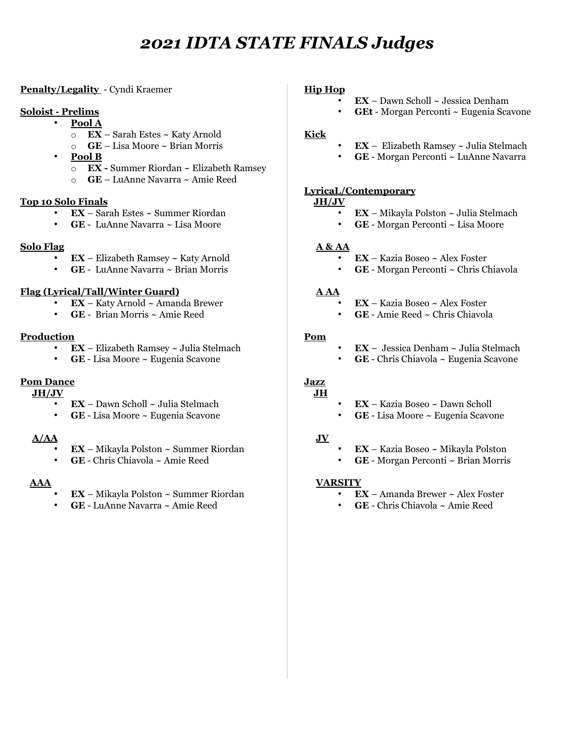# *2021 IDTA STATE FINALS Judges*

**Penalty/Legality** - Cyndi Kraemer

**Soloist - Prelims**

- **Pool A**
  - **EX** – Sarah Estes ~ Katy Arnold
  - **GE** – Lisa Moore ~ Brian Morris
- **Pool B**
  - **EX -** Summer Riordan ~ Elizabeth Ramsey
  - **GE** – LuAnne Navarra ~ Amie Reed

**Top 10 Solo Finals**

- **EX** – Sarah Estes ~ Summer Riordan
- **GE** - LuAnne Navarra ~ Lisa Moore

**Solo Flag**

- **EX** – Elizabeth Ramsey ~ Katy Arnold
- **GE** - LuAnne Navarra ~ Brian Morris

**Flag (Lyrical/Tall/Winter Guard)**

- **EX** – Katy Arnold ~ Amanda Brewer
- **GE** - Brian Morris ~ Amie Reed

**Production**

- **EX** – Elizabeth Ramsey ~ Julia Stelmach
- **GE** - Lisa Moore ~ Eugenia Scavone

**Pom Dance**

**JH/JV**

- **EX** – Dawn Scholl ~ Julia Stelmach
- **GE** - Lisa Moore ~ Eugenia Scavone

**A/AA**

- **EX** – Mikayla Polston ~ Summer Riordan
- **GE** - Chris Chiavola ~ Amie Reed

**AAA**

- **EX** – Mikayla Polston ~ Summer Riordan
- **GE** - LuAnne Navarra ~ Amie Reed

**Hip Hop**

- **EX** – Dawn Scholl ~ Jessica Denham
- **GEt** - Morgan Perconti ~ Eugenia Scavone

**Kick**

- **EX** – Elizabeth Ramsey ~ Julia Stelmach
- **GE** - Morgan Perconti ~ LuAnne Navarra

**LyricaL/Contemporary**

**JH/JV**

- **EX** – Mikayla Polston ~ Julia Stelmach
- **GE** - Morgan Perconti ~ Lisa Moore

**A & AA**

- **EX** – Kazia Boseo ~ Alex Foster
- **GE** - Morgan Perconti ~ Chris Chiavola

**A AA**

- **EX** – Kazia Boseo ~ Alex Foster
- **GE** - Amie Reed ~ Chris Chiavola

**Pom**

- **EX** – Jessica Denham ~ Julia Stelmach
- **GE** - Chris Chiavola ~ Eugenia Scavone

**Jazz**

**JH**

- **EX** – Kazia Boseo ~ Dawn Scholl
- **GE** - Lisa Moore ~ Eugenia Scavone

**JV**

- **EX** – Kazia Boseo ~ Mikayla Polston
- **GE** - Morgan Perconti ~ Brian Morris

**VARSITY**

- **EX** – Amanda Brewer ~ Alex Foster
- **GE** - Chris Chiavola ~ Amie Reed